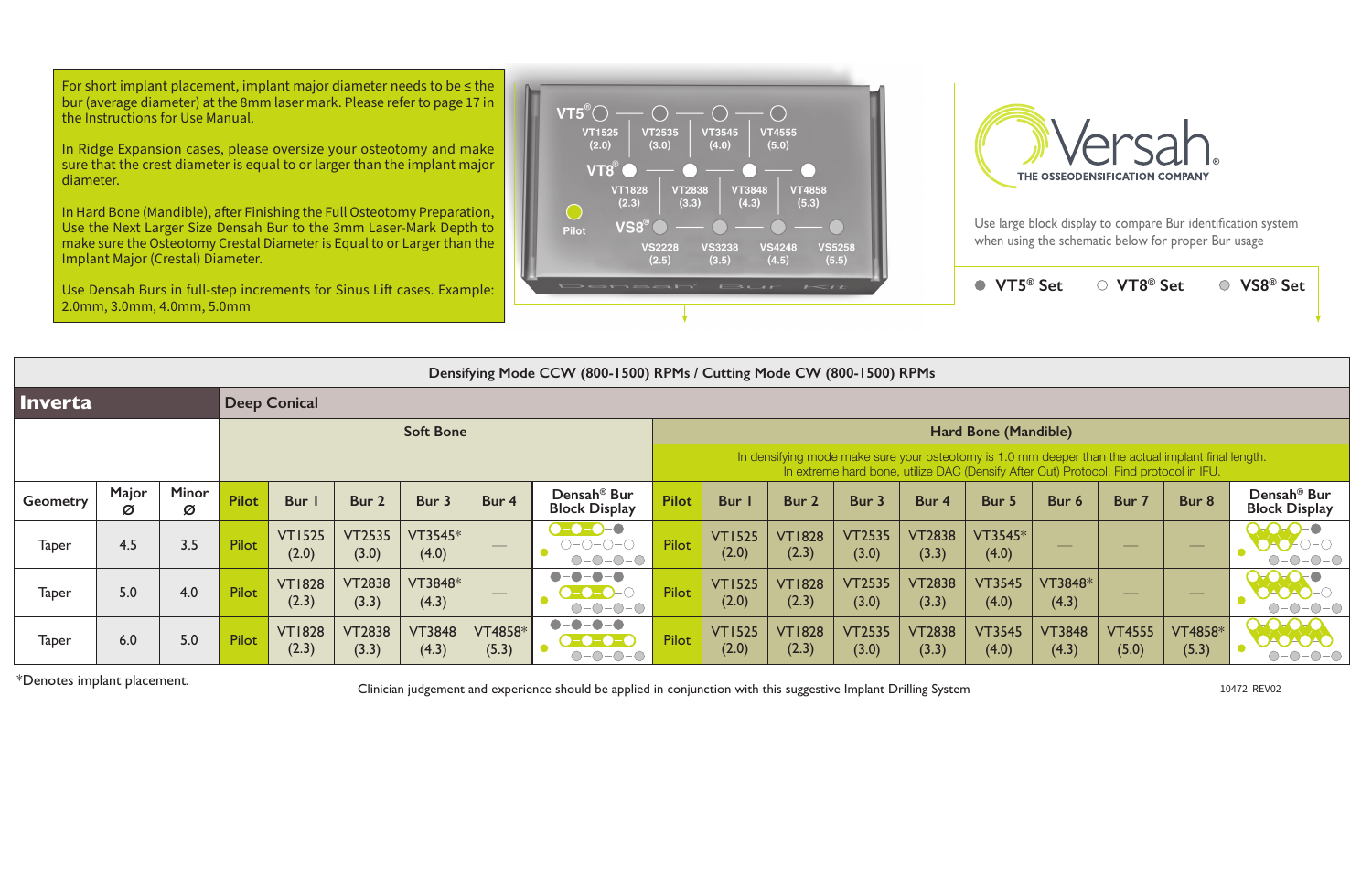For short implant placement, implant major diameter needs to be ≤ the bur (average diameter) at the 8mm laser mark. Please refer to page 17 in the Instructions for Use Manual.

In Ridge Expansion cases, please oversize your osteotomy and make sure that the crest diameter is equal to or larger than the implant major diameter.

In Hard Bone (Mandible), after Finishing the Full Osteotomy Preparation, Use the Next Larger Size Densah Bur to the 3mm Laser-Mark Depth to make sure the Osteotomy Crestal Diameter is Equal to or Larger than the Implant Major (Crestal) Diameter.

Use Densah Burs in full-step increments for Sinus Lift cases. Example: 2.0mm, 3.0mm, 4.0mm, 5.0mm

VT5® — VT1525 (2.0), VT2535 (3.0), VT3545 (4.0), VT4555 (5.0)

VT8® — VT1828 (2.3), VT2838 (3.3), VT3848 (4.3), VT4858 (5.3)

VS8® — VS2228 (2.5), VS3238 (3.5), VS4248 (4.5), VS5258 (5.5)

Pilot

Versah® THE OSSEODENSIFICATION COMPANY

Use large block display to compare Bur identification system when using the schematic below for proper Bur usage

● VT5® Set ○ VT8® Set ◎ VS8® Set

**Densifying Mode CCW (800-1500) RPMs / Cutting Mode CW (800-1500) RPMs**

| **Inverta** | | | **Deep Conical** | | | | | | | | | | | | | | | |
|---|---|---|---|---|---|---|---|---|---|---|---|---|---|---|---|---|---|---|
| | | | Soft Bone | | | | | | Hard Bone (Mandible) | | | | | | | | | |
| | | | | | | | | | In densifying mode make sure your osteotomy is 1.0 mm deeper than the actual implant final length. In extreme hard bone, utilize DAC (Densify After Cut) Protocol. Find protocol in IFU. | | | | | | | | | |
| Geometry | Major Ø | Minor Ø | Pilot | Bur 1 | Bur 2 | Bur 3 | Bur 4 | Densah® Bur Block Display | Pilot | Bur 1 | Bur 2 | Bur 3 | Bur 4 | Bur 5 | Bur 6 | Bur 7 | Bur 8 | Densah® Bur Block Display |
| Taper | 4.5 | 3.5 | Pilot | VT1525 (2.0) | VT2535 (3.0) | VT3545* (4.0) | — | | Pilot | VT1525 (2.0) | VT1828 (2.3) | VT2535 (3.0) | VT2838 (3.3) | VT3545* (4.0) | — | — | — | |
| Taper | 5.0 | 4.0 | Pilot | VT1828 (2.3) | VT2838 (3.3) | VT3848* (4.3) | — | | Pilot | VT1525 (2.0) | VT1828 (2.3) | VT2535 (3.0) | VT2838 (3.3) | VT3545 (4.0) | VT3848* (4.3) | — | — | |
| Taper | 6.0 | 5.0 | Pilot | VT1828 (2.3) | VT2838 (3.3) | VT3848 (4.3) | VT4858* (5.3) | | Pilot | VT1525 (2.0) | VT1828 (2.3) | VT2535 (3.0) | VT2838 (3.3) | VT3545 (4.0) | VT3848 (4.3) | VT4555 (5.0) | VT4858* (5.3) | |

*Denotes implant placement.

Clinician judgement and experience should be applied in conjunction with this suggestive Implant Drilling System

10472 REV02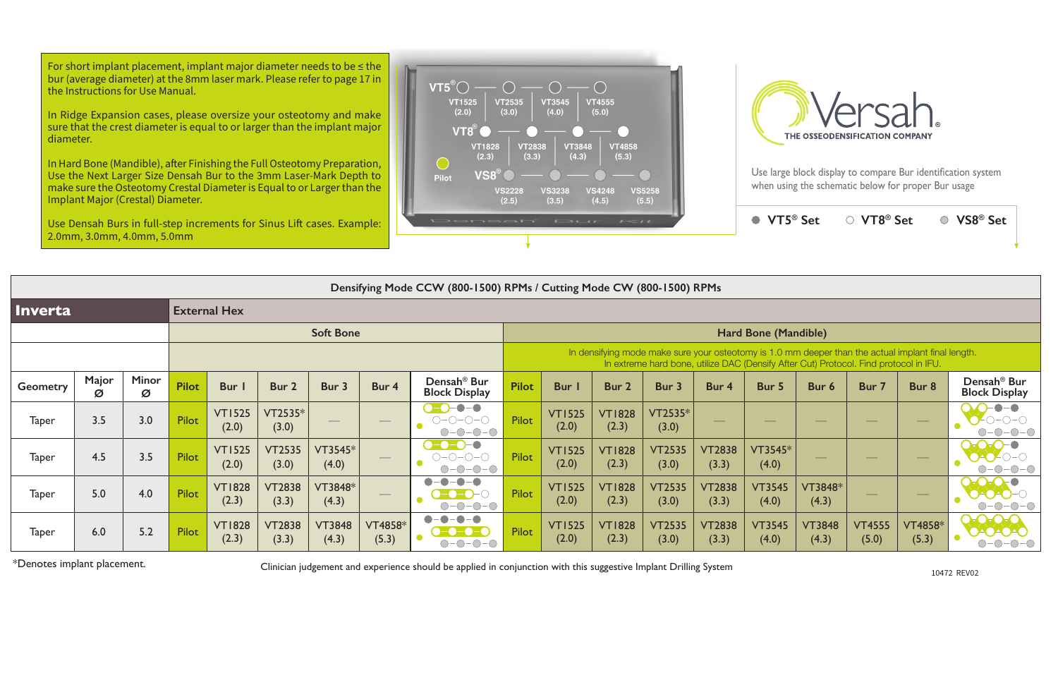For short implant placement, implant major diameter needs to be ≤ the bur (average diameter) at the 8mm laser mark. Please refer to page 17 in the Instructions for Use Manual.

In Ridge Expansion cases, please oversize your osteotomy and make sure that the crest diameter is equal to or larger than the implant major diameter.

In Hard Bone (Mandible), after Finishing the Full Osteotomy Preparation, Use the Next Larger Size Densah Bur to the 3mm Laser-Mark Depth to make sure the Osteotomy Crestal Diameter is Equal to or Larger than the Implant Major (Crestal) Diameter.

Use Densah Burs in full-step increments for Sinus Lift cases. Example: 2.0mm, 3.0mm, 4.0mm, 5.0mm

VT5® VT1525 (2.0) VT2535 (3.0) VT3545 (4.0) VT4555 (5.0)

VT8® VT1828 (2.3) VT2838 (3.3) VT3848 (4.3) VT4858 (5.3)

Pilot

VS8® VS2228 (2.5) VS3238 (3.5) VS4248 (4.5) VS5258 (5.5)

Densah Bur Kit

Versah® THE OSSEODENSIFICATION COMPANY

Use large block display to compare Bur identification system when using the schematic below for proper Bur usage

● VT5® Set ○ VT8® Set ○ VS8® Set

**Densifying Mode CCW (800-1500) RPMs / Cutting Mode CW (800-1500) RPMs**

| Inverta | | | External Hex | | | | | | | | | | | | | | | | |
|---|---|---|---|---|---|---|---|---|---|---|---|---|---|---|---|---|---|---|---|
| | | | Soft Bone | | | | | | Hard Bone (Mandible) | | | | | | | | | | |
| | | | | | | | | | In densifying mode make sure your osteotomy is 1.0 mm deeper than the actual implant final length. In extreme hard bone, utilize DAC (Densify After Cut) Protocol. Find protocol in IFU. | | | | | | | | | | |
| Geometry | Major Ø | Minor Ø | Pilot | Bur 1 | Bur 2 | Bur 3 | Bur 4 | Densah® Bur Block Display | Pilot | Bur 1 | Bur 2 | Bur 3 | Bur 4 | Bur 5 | Bur 6 | Bur 7 | Bur 8 | Densah® Bur Block Display |
| Taper | 3.5 | 3.0 | Pilot | VT1525 (2.0) | VT2535* (3.0) | — | — | | Pilot | VT1525 (2.0) | VT1828 (2.3) | VT2535* (3.0) | — | — | — | — | — | |
| Taper | 4.5 | 3.5 | Pilot | VT1525 (2.0) | VT2535 (3.0) | VT3545* (4.0) | — | | Pilot | VT1525 (2.0) | VT1828 (2.3) | VT2535 (3.0) | VT2838 (3.3) | VT3545* (4.0) | — | — | — | |
| Taper | 5.0 | 4.0 | Pilot | VT1828 (2.3) | VT2838 (3.3) | VT3848* (4.3) | — | | Pilot | VT1525 (2.0) | VT1828 (2.3) | VT2535 (3.0) | VT2838 (3.3) | VT3545 (4.0) | VT3848* (4.3) | — | — | |
| Taper | 6.0 | 5.2 | Pilot | VT1828 (2.3) | VT2838 (3.3) | VT3848 (4.3) | VT4858* (5.3) | | Pilot | VT1525 (2.0) | VT1828 (2.3) | VT2535 (3.0) | VT2838 (3.3) | VT3545 (4.0) | VT3848 (4.3) | VT4555 (5.0) | VT4858* (5.3) | |

*Denotes implant placement.

Clinician judgement and experience should be applied in conjunction with this suggestive Implant Drilling System

10472 REV02